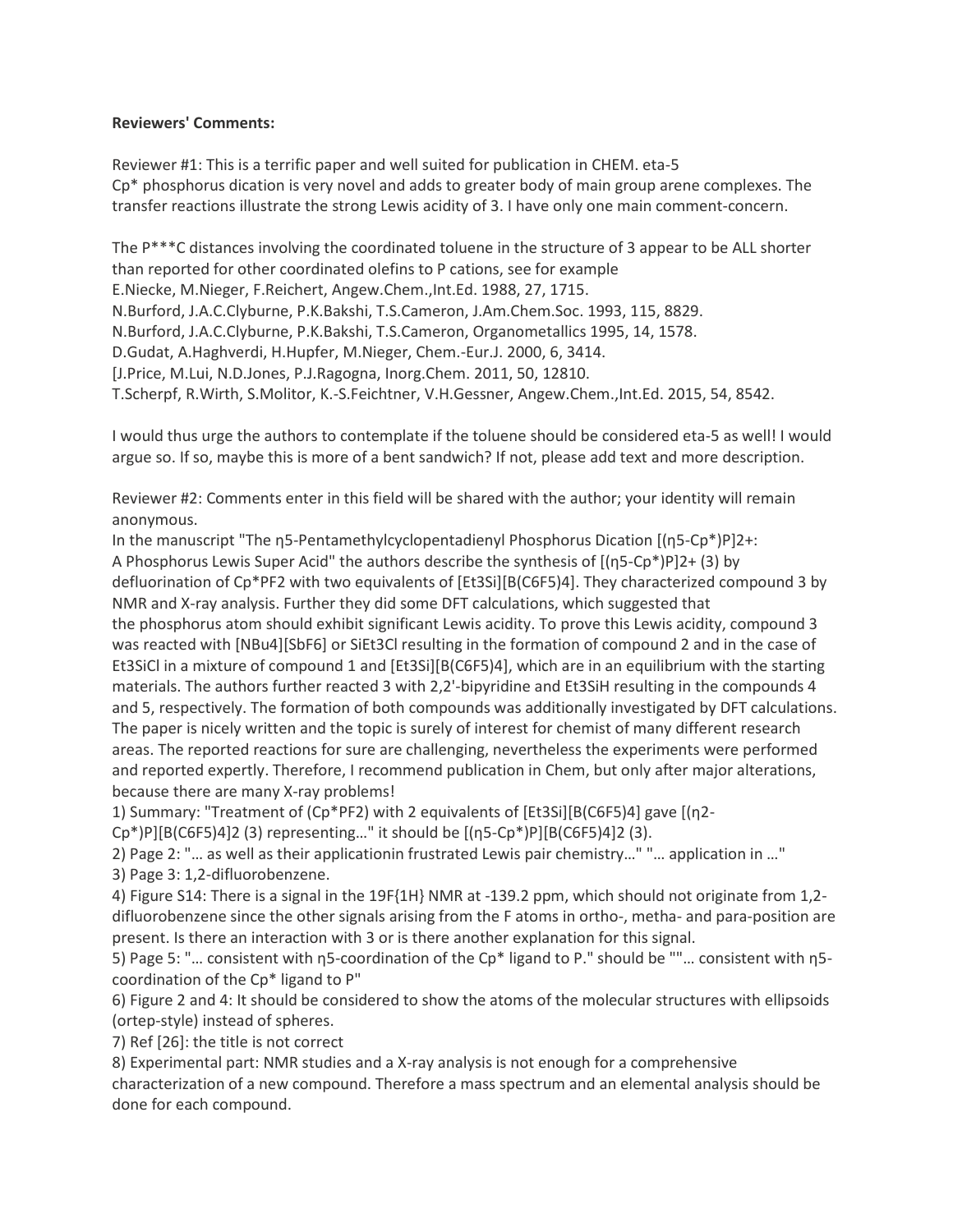**Reviewers' Comments:**

Reviewer #1: This is a terrific paper and well suited for publication in CHEM. eta-5 Cp* phosphorus dication is very novel and adds to greater body of main group arene complexes. The transfer reactions illustrate the strong Lewis acidity of 3. I have only one main comment-concern.

The P***C distances involving the coordinated toluene in the structure of 3 appear to be ALL shorter than reported for other coordinated olefins to P cations, see for example
E.Niecke, M.Nieger, F.Reichert, Angew.Chem.,Int.Ed. 1988, 27, 1715.
N.Burford, J.A.C.Clyburne, P.K.Bakshi, T.S.Cameron, J.Am.Chem.Soc. 1993, 115, 8829.
N.Burford, J.A.C.Clyburne, P.K.Bakshi, T.S.Cameron, Organometallics 1995, 14, 1578.
D.Gudat, A.Haghverdi, H.Hupfer, M.Nieger, Chem.-Eur.J. 2000, 6, 3414.
[J.Price, M.Lui, N.D.Jones, P.J.Ragogna, Inorg.Chem. 2011, 50, 12810.
T.Scherpf, R.Wirth, S.Molitor, K.-S.Feichtner, V.H.Gessner, Angew.Chem.,Int.Ed. 2015, 54, 8542.

I would thus urge the authors to contemplate if the toluene should be considered eta-5 as well! I would argue so. If so, maybe this is more of a bent sandwich? If not, please add text and more description.

Reviewer #2: Comments enter in this field will be shared with the author; your identity will remain anonymous.
In the manuscript "The η5-Pentamethylcyclopentadienyl Phosphorus Dication [(η5-Cp*)P]2+: A Phosphorus Lewis Super Acid" the authors describe the synthesis of [(η5-Cp*)P]2+ (3) by defluorination of Cp*PF2 with two equivalents of [Et3Si][B(C6F5)4]. They characterized compound 3 by NMR and X-ray analysis. Further they did some DFT calculations, which suggested that the phosphorus atom should exhibit significant Lewis acidity. To prove this Lewis acidity, compound 3 was reacted with [NBu4][SbF6] or SiEt3Cl resulting in the formation of compound 2 and in the case of Et3SiCl in a mixture of compound 1 and [Et3Si][B(C6F5)4], which are in an equilibrium with the starting materials. The authors further reacted 3 with 2,2'-bipyridine and Et3SiH resulting in the compounds 4 and 5, respectively. The formation of both compounds was additionally investigated by DFT calculations. The paper is nicely written and the topic is surely of interest for chemist of many different research areas. The reported reactions for sure are challenging, nevertheless the experiments were performed and reported expertly. Therefore, I recommend publication in Chem, but only after major alterations, because there are many X-ray problems!

1) Summary: "Treatment of (Cp*PF2) with 2 equivalents of [Et3Si][B(C6F5)4] gave [(η2-Cp*)P][B(C6F5)4]2 (3) representing…" it should be [(η5-Cp*)P][B(C6F5)4]2 (3).
2) Page 2: "… as well as their applicationin frustrated Lewis pair chemistry…" "… application in …"
3) Page 3: 1,2-difluorobenzene.
4) Figure S14: There is a signal in the 19F{1H} NMR at -139.2 ppm, which should not originate from 1,2-difluorobenzene since the other signals arising from the F atoms in ortho-, metha- and para-position are present. Is there an interaction with 3 or is there another explanation for this signal.
5) Page 5: "… consistent with η5-coordination of the Cp* ligand to P." should be ""… consistent with η5-coordination of the Cp* ligand to P"
6) Figure 2 and 4: It should be considered to show the atoms of the molecular structures with ellipsoids (ortep-style) instead of spheres.
7) Ref [26]: the title is not correct
8) Experimental part: NMR studies and a X-ray analysis is not enough for a comprehensive characterization of a new compound. Therefore a mass spectrum and an elemental analysis should be done for each compound.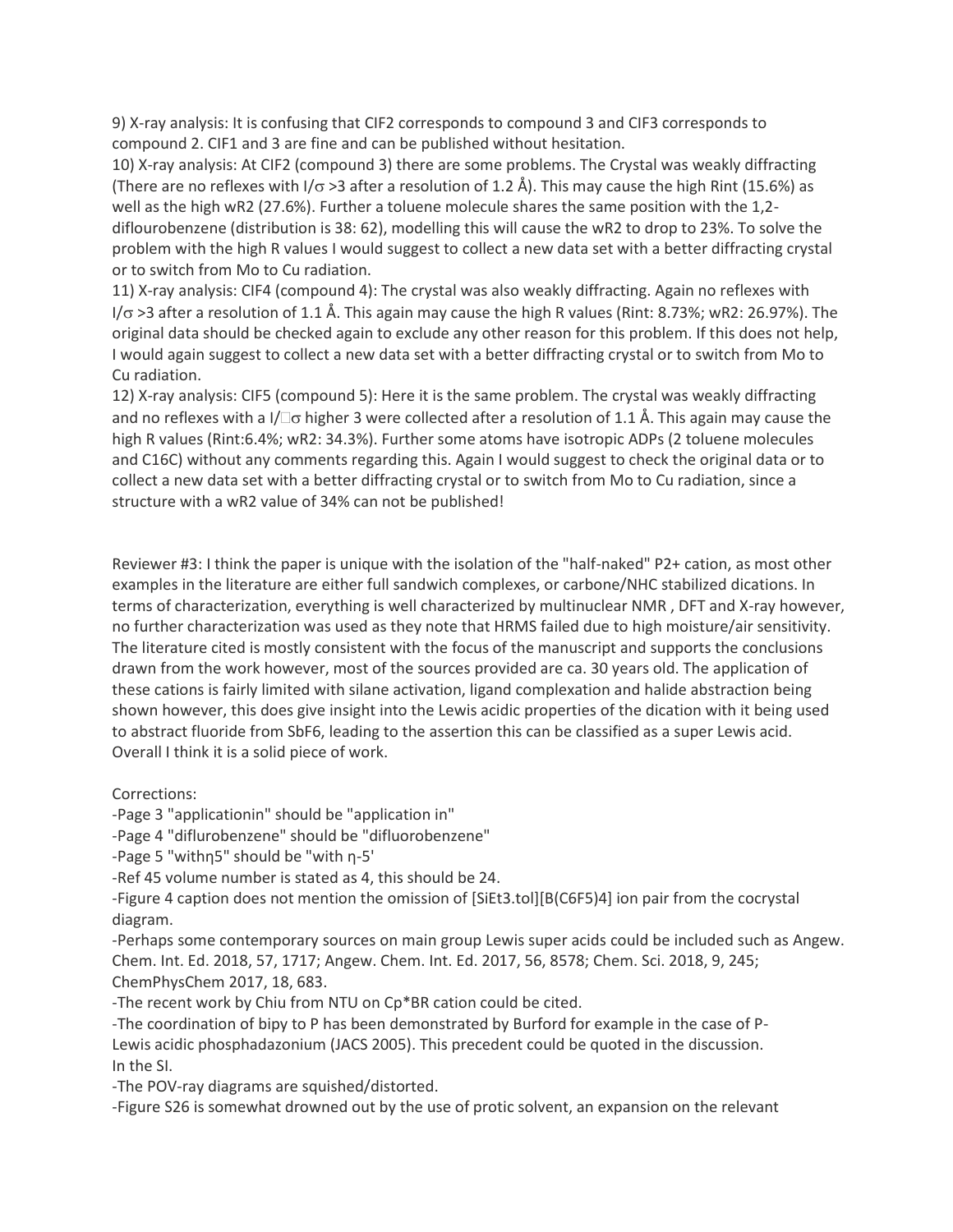9) X-ray analysis: It is confusing that CIF2 corresponds to compound 3 and CIF3 corresponds to compound 2. CIF1 and 3 are fine and can be published without hesitation.

10) X-ray analysis: At CIF2 (compound 3) there are some problems. The Crystal was weakly diffracting (There are no reflexes with $I/\sigma$ >3 after a resolution of 1.2 Å). This may cause the high Rint (15.6%) as well as the high wR2 (27.6%). Further a toluene molecule shares the same position with the 1,2-diflourobenzene (distribution is 38: 62), modelling this will cause the wR2 to drop to 23%. To solve the problem with the high R values I would suggest to collect a new data set with a better diffracting crystal or to switch from Mo to Cu radiation.

11) X-ray analysis: CIF4 (compound 4): The crystal was also weakly diffracting. Again no reflexes with $I/\sigma$ >3 after a resolution of 1.1 Å. This again may cause the high R values (Rint: 8.73%; wR2: 26.97%). The original data should be checked again to exclude any other reason for this problem. If this does not help, I would again suggest to collect a new data set with a better diffracting crystal or to switch from Mo to Cu radiation.

12) X-ray analysis: CIF5 (compound 5): Here it is the same problem. The crystal was weakly diffracting and no reflexes with a I/□σ higher 3 were collected after a resolution of 1.1 Å. This again may cause the high R values (Rint:6.4%; wR2: 34.3%). Further some atoms have isotropic ADPs (2 toluene molecules and C16C) without any comments regarding this. Again I would suggest to check the original data or to collect a new data set with a better diffracting crystal or to switch from Mo to Cu radiation, since a structure with a wR2 value of 34% can not be published!

Reviewer #3: I think the paper is unique with the isolation of the "half-naked" $P2+$ cation, as most other examples in the literature are either full sandwich complexes, or carbone/NHC stabilized dications. In terms of characterization, everything is well characterized by multinuclear NMR , DFT and X-ray however, no further characterization was used as they note that HRMS failed due to high moisture/air sensitivity. The literature cited is mostly consistent with the focus of the manuscript and supports the conclusions drawn from the work however, most of the sources provided are ca. 30 years old. The application of these cations is fairly limited with silane activation, ligand complexation and halide abstraction being shown however, this does give insight into the Lewis acidic properties of the dication with it being used to abstract fluoride from SbF6, leading to the assertion this can be classified as a super Lewis acid. Overall I think it is a solid piece of work.

Corrections:

- Page 3 "applicationin" should be "application in"
- Page 4 "diflurobenzene" should be "difluorobenzene"
- Page 5 "withη5" should be "with η-5'
- Ref 45 volume number is stated as 4, this should be 24.
- Figure 4 caption does not mention the omission of [SiEt3.tol][B(C6F5)4] ion pair from the cocrystal diagram.
- Perhaps some contemporary sources on main group Lewis super acids could be included such as Angew. Chem. Int. Ed. 2018, 57, 1717; Angew. Chem. Int. Ed. 2017, 56, 8578; Chem. Sci. 2018, 9, 245; ChemPhysChem 2017, 18, 683.
- The recent work by Chiu from NTU on Cp*BR cation could be cited.
- The coordination of bipy to P has been demonstrated by Burford for example in the case of P-Lewis acidic phosphadazonium (JACS 2005). This precedent could be quoted in the discussion.

In the SI.

- The POV-ray diagrams are squished/distorted.
- Figure S26 is somewhat drowned out by the use of protic solvent, an expansion on the relevant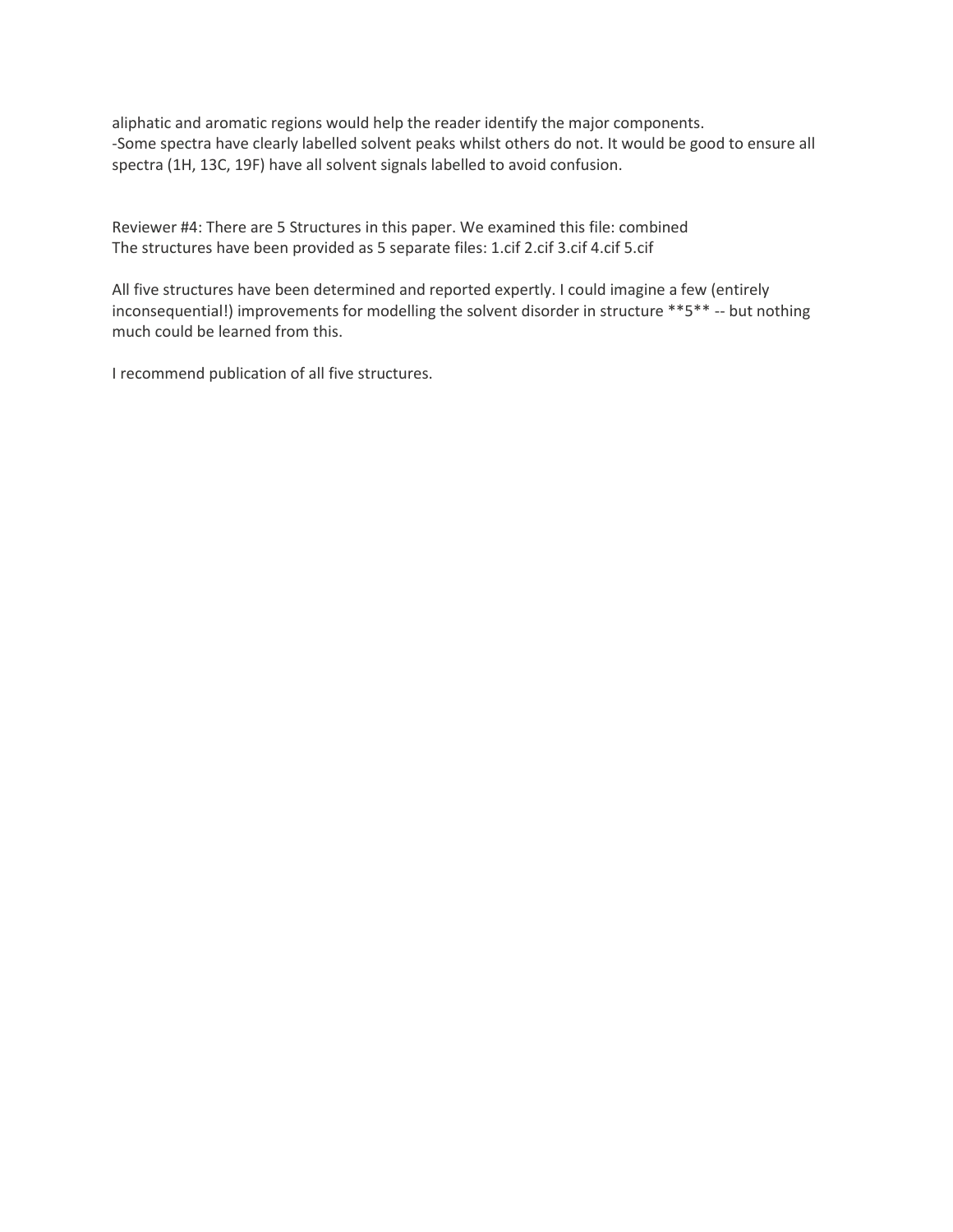aliphatic and aromatic regions would help the reader identify the major components.
-Some spectra have clearly labelled solvent peaks whilst others do not. It would be good to ensure all spectra (1H, 13C, 19F) have all solvent signals labelled to avoid confusion.

Reviewer #4: There are 5 Structures in this paper. We examined this file: combined
The structures have been provided as 5 separate files: 1.cif 2.cif 3.cif 4.cif 5.cif

All five structures have been determined and reported expertly. I could imagine a few (entirely inconsequential!) improvements for modelling the solvent disorder in structure **5** -- but nothing much could be learned from this.

I recommend publication of all five structures.